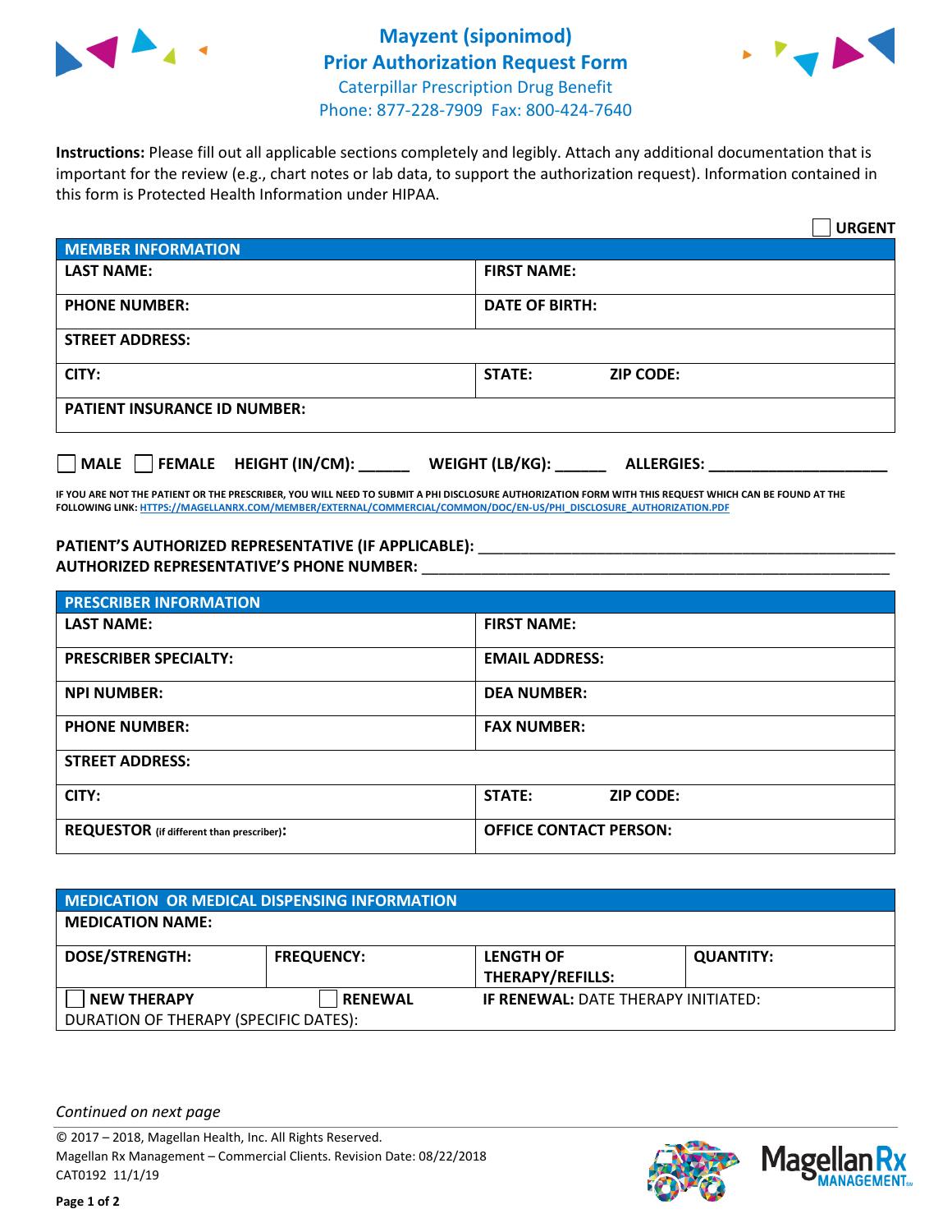# Mayzent (siponimod)
## Prior Authorization Request Form
Caterpillar Prescription Drug Benefit
Phone: 877-228-7909 Fax: 800-424-7640

**Instructions:** Please fill out all applicable sections completely and legibly. Attach any additional documentation that is important for the review (e.g., chart notes or lab data, to support the authorization request). Information contained in this form is Protected Health Information under HIPAA.

☐ **URGENT**

| **MEMBER INFORMATION** | |
|---|---|
| **LAST NAME:** | **FIRST NAME:** |
| **PHONE NUMBER:** | **DATE OF BIRTH:** |
| **STREET ADDRESS:** | |
| **CITY:** | **STATE:** **ZIP CODE:** |
| **PATIENT INSURANCE ID NUMBER:** | |

☐ **MALE** ☐ **FEMALE** **HEIGHT (IN/CM):** ______ **WEIGHT (LB/KG):** ______ **ALLERGIES:** ____________________

**IF YOU ARE NOT THE PATIENT OR THE PRESCRIBER, YOU WILL NEED TO SUBMIT A PHI DISCLOSURE AUTHORIZATION FORM WITH THIS REQUEST WHICH CAN BE FOUND AT THE FOLLOWING LINK: HTTPS://MAGELLANRX.COM/MEMBER/EXTERNAL/COMMERCIAL/COMMON/DOC/EN-US/PHI_DISCLOSURE_AUTHORIZATION.PDF**

**PATIENT'S AUTHORIZED REPRESENTATIVE (IF APPLICABLE):** ____________________________________________
**AUTHORIZED REPRESENTATIVE'S PHONE NUMBER:** ____________________________________________

| **PRESCRIBER INFORMATION** | |
|---|---|
| **LAST NAME:** | **FIRST NAME:** |
| **PRESCRIBER SPECIALTY:** | **EMAIL ADDRESS:** |
| **NPI NUMBER:** | **DEA NUMBER:** |
| **PHONE NUMBER:** | **FAX NUMBER:** |
| **STREET ADDRESS:** | |
| **CITY:** | **STATE:** **ZIP CODE:** |
| **REQUESTOR** (if different than prescriber)**:** | **OFFICE CONTACT PERSON:** |

| **MEDICATION OR MEDICAL DISPENSING INFORMATION** | | | |
|---|---|---|---|
| **MEDICATION NAME:** | | | |
| **DOSE/STRENGTH:** | **FREQUENCY:** | **LENGTH OF THERAPY/REFILLS:** | **QUANTITY:** |
| ☐ **NEW THERAPY** | ☐ **RENEWAL** | **IF RENEWAL:** DATE THERAPY INITIATED: | |
| DURATION OF THERAPY (SPECIFIC DATES): | | | |

*Continued on next page*

© 2017 – 2018, Magellan Health, Inc. All Rights Reserved.
Magellan Rx Management – Commercial Clients. Revision Date: 08/22/2018
CAT0192 11/1/19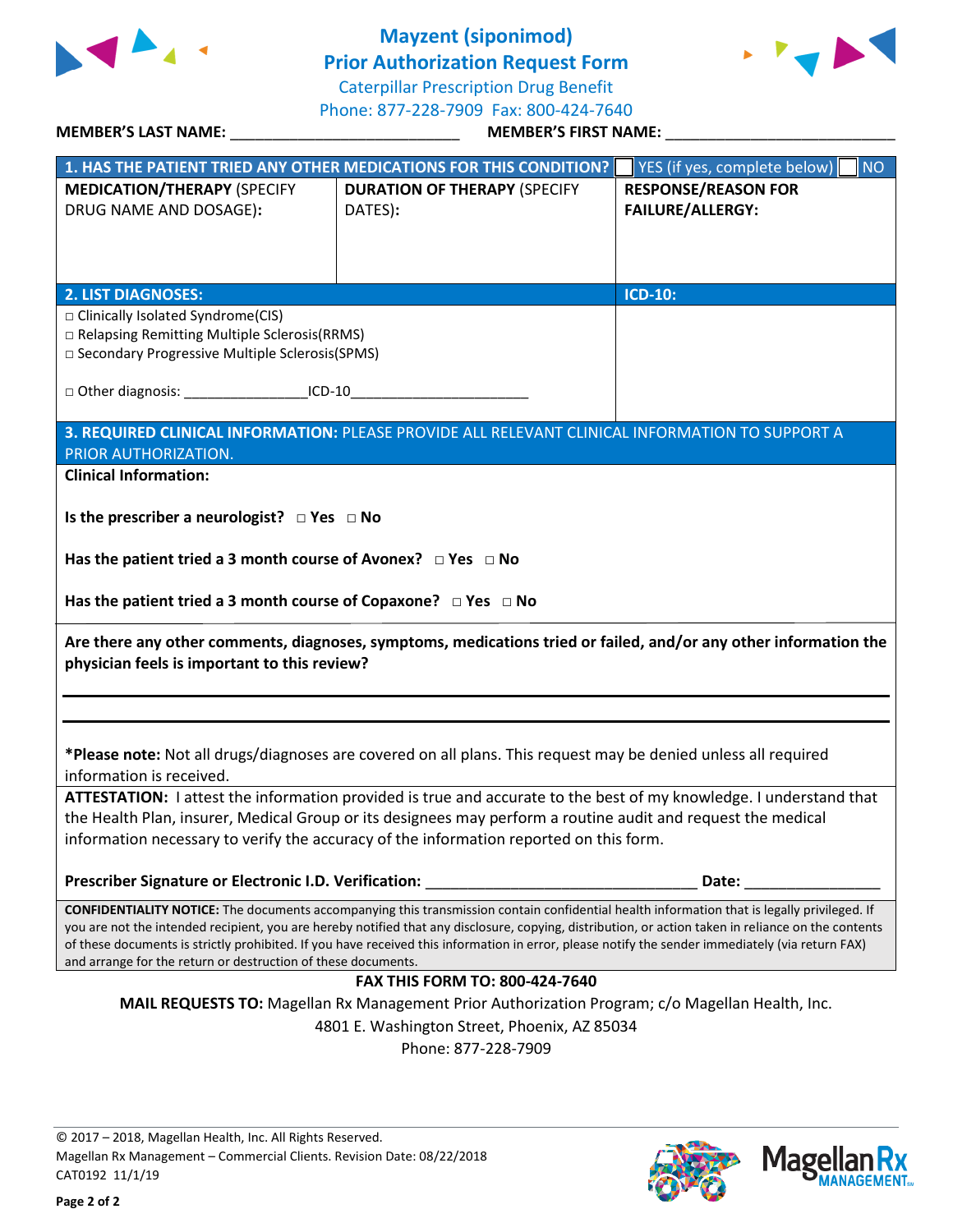# Mayzent (siponimod)
# Prior Authorization Request Form

Caterpillar Prescription Drug Benefit
Phone: 877-228-7909 Fax: 800-424-7640

**MEMBER'S LAST NAME:** ___________________________ **MEMBER'S FIRST NAME:** ___________________________

**1. HAS THE PATIENT TRIED ANY OTHER MEDICATIONS FOR THIS CONDITION?** ☐ YES (if yes, complete below) ☐ NO

| **MEDICATION/THERAPY** (SPECIFY DRUG NAME AND DOSAGE): | **DURATION OF THERAPY** (SPECIFY DATES): | **RESPONSE/REASON FOR FAILURE/ALLERGY:** |
|---|---|---|
| | | |

| **2. LIST DIAGNOSES:** | **ICD-10:** |
|---|---|
| □ Clinically Isolated Syndrome(CIS)<br>□ Relapsing Remitting Multiple Sclerosis(RRMS)<br>□ Secondary Progressive Multiple Sclerosis(SPMS)<br><br>□ Other diagnosis: ________________ICD-10________________________ | |

**3. REQUIRED CLINICAL INFORMATION:** PLEASE PROVIDE ALL RELEVANT CLINICAL INFORMATION TO SUPPORT A PRIOR AUTHORIZATION.

**Clinical Information:**

**Is the prescriber a neurologist?** □ **Yes** □ **No**

**Has the patient tried a 3 month course of Avonex?** □ **Yes** □ **No**

**Has the patient tried a 3 month course of Copaxone?** □ **Yes** □ **No**

**Are there any other comments, diagnoses, symptoms, medications tried or failed, and/or any other information the physician feels is important to this review?**

_______________________________________________________________________________

_______________________________________________________________________________

***Please note:** Not all drugs/diagnoses are covered on all plans. This request may be denied unless all required information is received.

**ATTESTATION:** I attest the information provided is true and accurate to the best of my knowledge. I understand that the Health Plan, insurer, Medical Group or its designees may perform a routine audit and request the medical information necessary to verify the accuracy of the information reported on this form.

**Prescriber Signature or Electronic I.D. Verification:** ________________________________ **Date:** ________________

**CONFIDENTIALITY NOTICE:** The documents accompanying this transmission contain confidential health information that is legally privileged. If you are not the intended recipient, you are hereby notified that any disclosure, copying, distribution, or action taken in reliance on the contents of these documents is strictly prohibited. If you have received this information in error, please notify the sender immediately (via return FAX) and arrange for the return or destruction of these documents.

**FAX THIS FORM TO: 800-424-7640**

**MAIL REQUESTS TO:** Magellan Rx Management Prior Authorization Program; c/o Magellan Health, Inc.
4801 E. Washington Street, Phoenix, AZ 85034
Phone: 877-228-7909

© 2017 – 2018, Magellan Health, Inc. All Rights Reserved.
Magellan Rx Management – Commercial Clients. Revision Date: 08/22/2018
CAT0192 11/1/19